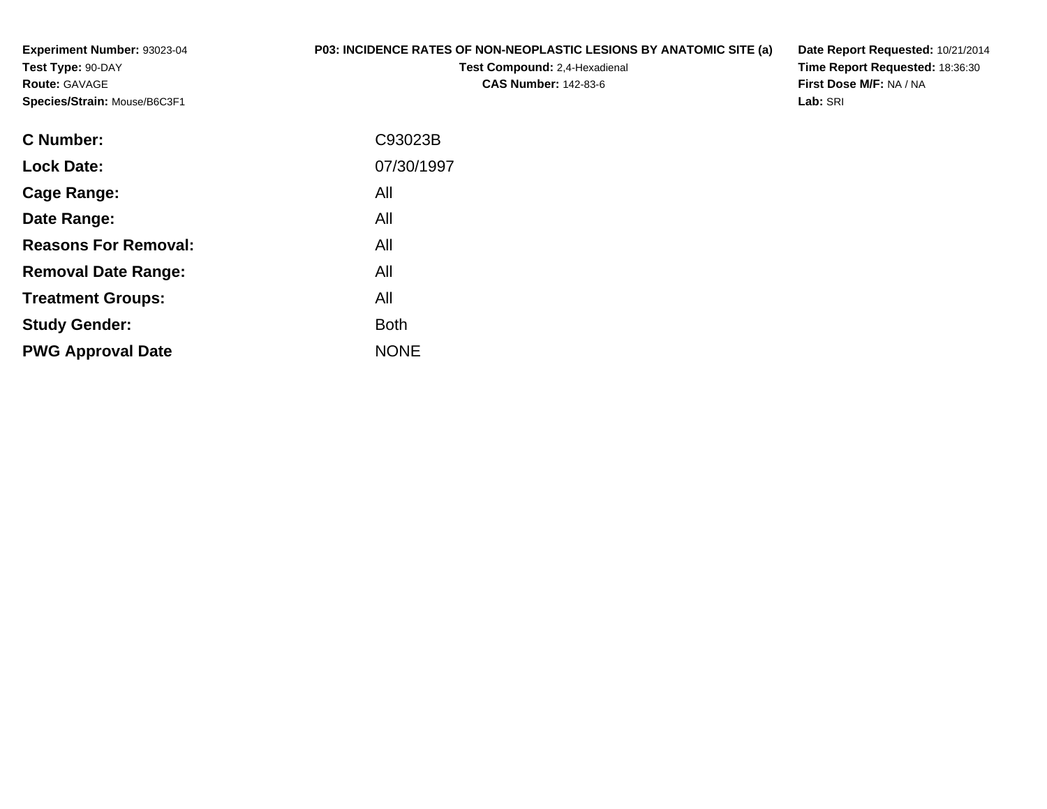**Experiment Number:** 93023-04
**Test Type:** 90-DAY
**Route:** GAVAGE
**Species/Strain:** Mouse/B6C3F1

**P03: INCIDENCE RATES OF NON-NEOPLASTIC LESIONS BY ANATOMIC SITE (a)**
**Test Compound:** 2,4-Hexadienal
**CAS Number:** 142-83-6

**Date Report Requested:** 10/21/2014
**Time Report Requested:** 18:36:30
**First Dose M/F:** NA / NA
**Lab:** SRI

| | |
|---|---|
| **C Number:** | C93023B |
| **Lock Date:** | 07/30/1997 |
| **Cage Range:** | All |
| **Date Range:** | All |
| **Reasons For Removal:** | All |
| **Removal Date Range:** | All |
| **Treatment Groups:** | All |
| **Study Gender:** | Both |
| **PWG Approval Date** | NONE |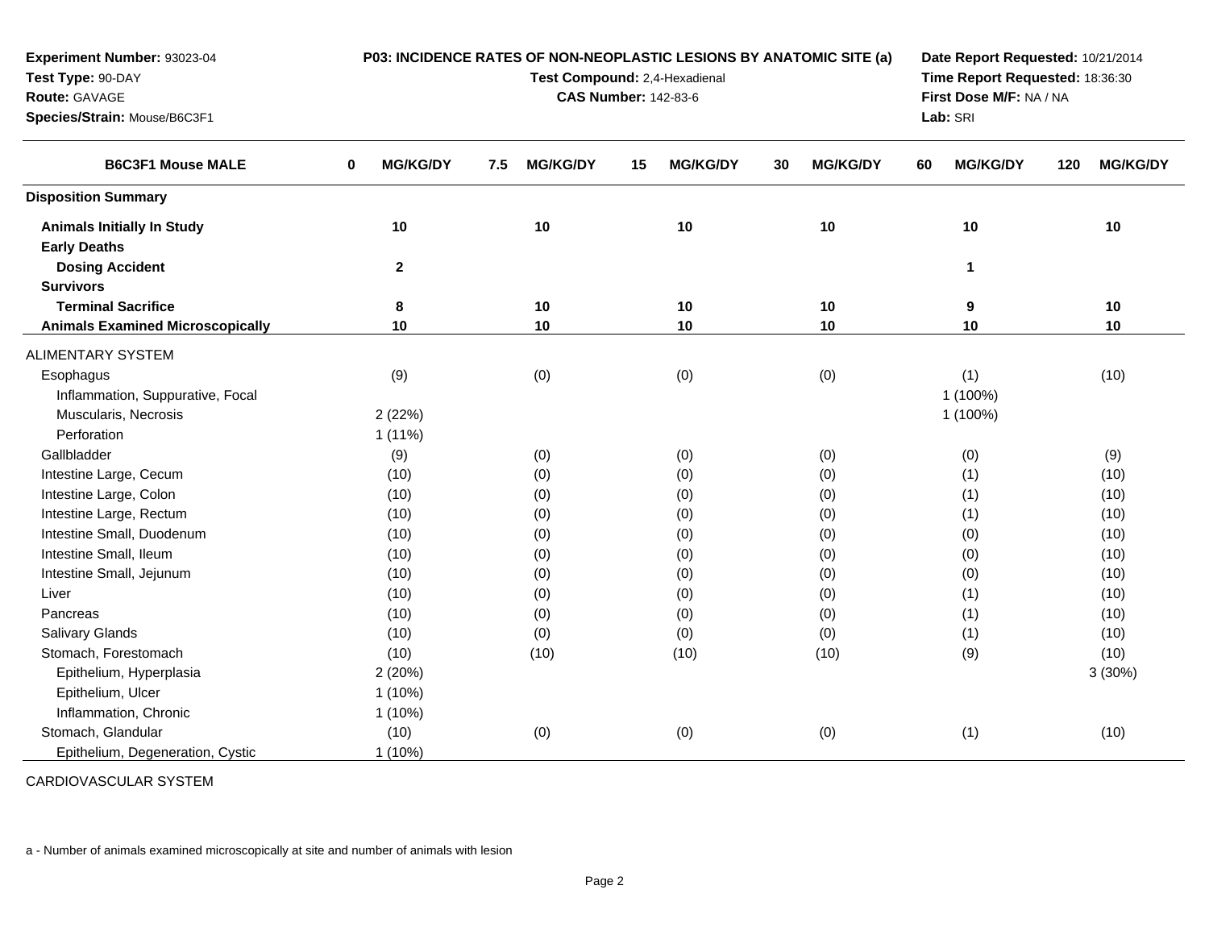**Experiment Number:** 93023-04
**Test Type:** 90-DAY
**Route:** GAVAGE
**Species/Strain:** Mouse/B6C3F1

**P03: INCIDENCE RATES OF NON-NEOPLASTIC LESIONS BY ANATOMIC SITE (a)**
**Test Compound:** 2,4-Hexadienal
**CAS Number:** 142-83-6

**Date Report Requested:** 10/21/2014
**Time Report Requested:** 18:36:30
**First Dose M/F:** NA / NA
**Lab:** SRI

| B6C3F1 Mouse MALE | 0 MG/KG/DY | 7.5 MG/KG/DY | 15 MG/KG/DY | 30 MG/KG/DY | 60 MG/KG/DY | 120 MG/KG/DY |
|---|---|---|---|---|---|---|
| **Disposition Summary** | | | | | | |
| **Animals Initially In Study** | **10** | **10** | **10** | **10** | **10** | **10** |
| **Early Deaths** | | | | | | |
| **Dosing Accident** | **2** | | | | **1** | |
| **Survivors** | | | | | | |
| **Terminal Sacrifice** | **8** | **10** | **10** | **10** | **9** | **10** |
| **Animals Examined Microscopically** | **10** | **10** | **10** | **10** | **10** | **10** |
| ALIMENTARY SYSTEM | | | | | | |
| Esophagus | (9) | (0) | (0) | (0) | (1) | (10) |
| Inflammation, Suppurative, Focal | | | | | 1 (100%) | |
| Muscularis, Necrosis | 2 (22%) | | | | 1 (100%) | |
| Perforation | 1 (11%) | | | | | |
| Gallbladder | (9) | (0) | (0) | (0) | (0) | (9) |
| Intestine Large, Cecum | (10) | (0) | (0) | (0) | (1) | (10) |
| Intestine Large, Colon | (10) | (0) | (0) | (0) | (1) | (10) |
| Intestine Large, Rectum | (10) | (0) | (0) | (0) | (1) | (10) |
| Intestine Small, Duodenum | (10) | (0) | (0) | (0) | (0) | (10) |
| Intestine Small, Ileum | (10) | (0) | (0) | (0) | (0) | (10) |
| Intestine Small, Jejunum | (10) | (0) | (0) | (0) | (0) | (10) |
| Liver | (10) | (0) | (0) | (0) | (1) | (10) |
| Pancreas | (10) | (0) | (0) | (0) | (1) | (10) |
| Salivary Glands | (10) | (0) | (0) | (0) | (1) | (10) |
| Stomach, Forestomach | (10) | (10) | (10) | (10) | (9) | (10) |
| Epithelium, Hyperplasia | 2 (20%) | | | | | 3 (30%) |
| Epithelium, Ulcer | 1 (10%) | | | | | |
| Inflammation, Chronic | 1 (10%) | | | | | |
| Stomach, Glandular | (10) | (0) | (0) | (0) | (1) | (10) |
| Epithelium, Degeneration, Cystic | 1 (10%) | | | | | |

CARDIOVASCULAR SYSTEM

a - Number of animals examined microscopically at site and number of animals with lesion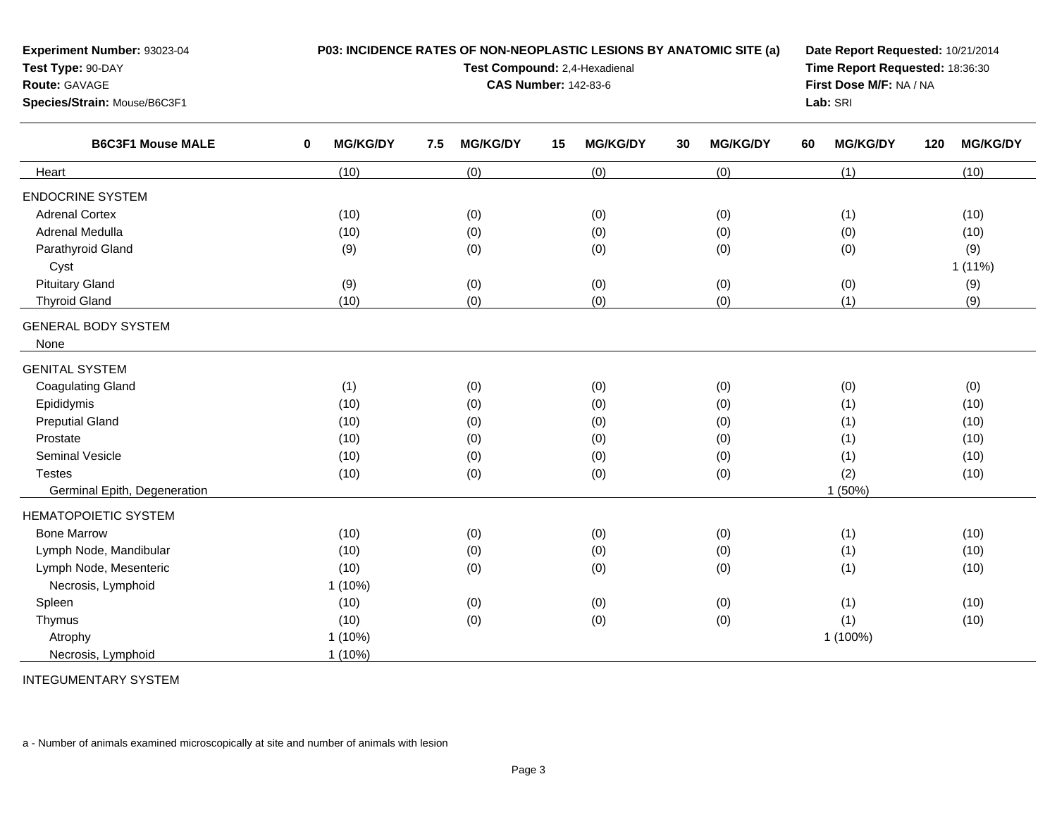**Experiment Number:** 93023-04
**Test Type:** 90-DAY
**Route:** GAVAGE
**Species/Strain:** Mouse/B6C3F1

**P03: INCIDENCE RATES OF NON-NEOPLASTIC LESIONS BY ANATOMIC SITE (a)**
**Test Compound:** 2,4-Hexadienal
**CAS Number:** 142-83-6

**Date Report Requested:** 10/21/2014
**Time Report Requested:** 18:36:30
**First Dose M/F:** NA / NA
**Lab:** SRI

| B6C3F1 Mouse MALE | 0 MG/KG/DY | 7.5 MG/KG/DY | 15 MG/KG/DY | 30 MG/KG/DY | 60 MG/KG/DY | 120 MG/KG/DY |
|---|---|---|---|---|---|---|
| Heart | (10) | (0) | (0) | (0) | (1) | (10) |
| ENDOCRINE SYSTEM | | | | | | |
| Adrenal Cortex | (10) | (0) | (0) | (0) | (1) | (10) |
| Adrenal Medulla | (10) | (0) | (0) | (0) | (0) | (10) |
| Parathyroid Gland | (9) | (0) | (0) | (0) | (0) | (9) |
| Cyst | | | | | | 1 (11%) |
| Pituitary Gland | (9) | (0) | (0) | (0) | (0) | (9) |
| Thyroid Gland | (10) | (0) | (0) | (0) | (1) | (9) |
| GENERAL BODY SYSTEM | | | | | | |
| None | | | | | | |
| GENITAL SYSTEM | | | | | | |
| Coagulating Gland | (1) | (0) | (0) | (0) | (0) | (0) |
| Epididymis | (10) | (0) | (0) | (0) | (1) | (10) |
| Preputial Gland | (10) | (0) | (0) | (0) | (1) | (10) |
| Prostate | (10) | (0) | (0) | (0) | (1) | (10) |
| Seminal Vesicle | (10) | (0) | (0) | (0) | (1) | (10) |
| Testes | (10) | (0) | (0) | (0) | (2) | (10) |
| Germinal Epith, Degeneration | | | | | 1 (50%) | |
| HEMATOPOIETIC SYSTEM | | | | | | |
| Bone Marrow | (10) | (0) | (0) | (0) | (1) | (10) |
| Lymph Node, Mandibular | (10) | (0) | (0) | (0) | (1) | (10) |
| Lymph Node, Mesenteric | (10) | (0) | (0) | (0) | (1) | (10) |
| Necrosis, Lymphoid | 1 (10%) | | | | | |
| Spleen | (10) | (0) | (0) | (0) | (1) | (10) |
| Thymus | (10) | (0) | (0) | (0) | (1) | (10) |
| Atrophy | 1 (10%) | | | | 1 (100%) | |
| Necrosis, Lymphoid | 1 (10%) | | | | | |
| INTEGUMENTARY SYSTEM | | | | | | |

a - Number of animals examined microscopically at site and number of animals with lesion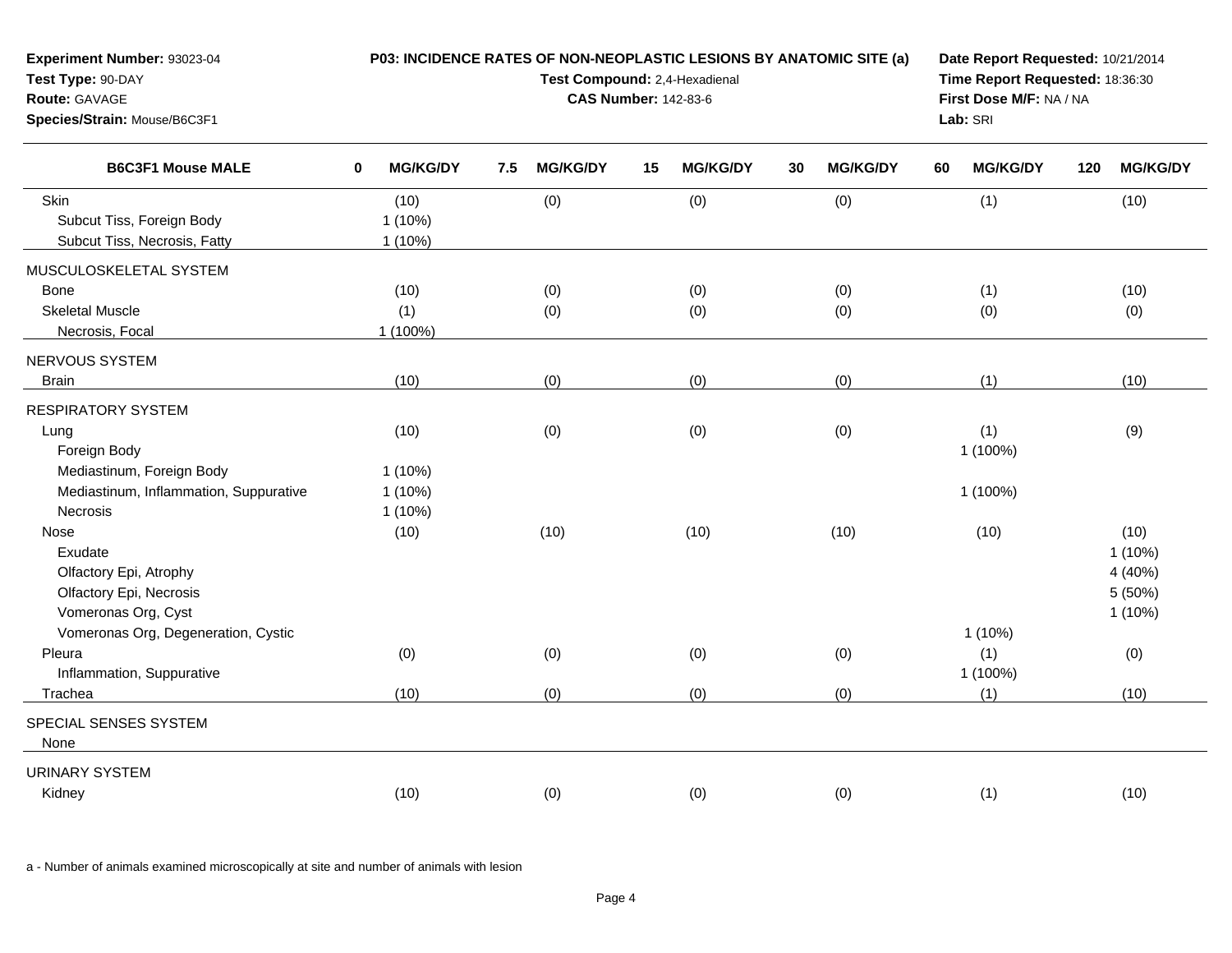**Experiment Number:** 93023-04
**Test Type:** 90-DAY
**Route:** GAVAGE
**Species/Strain:** Mouse/B6C3F1

**P03: INCIDENCE RATES OF NON-NEOPLASTIC LESIONS BY ANATOMIC SITE (a)**
**Test Compound:** 2,4-Hexadienal
**CAS Number:** 142-83-6

**Date Report Requested:** 10/21/2014
**Time Report Requested:** 18:36:30
**First Dose M/F:** NA / NA
**Lab:** SRI

| B6C3F1 Mouse MALE | 0 MG/KG/DY | 7.5 MG/KG/DY | 15 MG/KG/DY | 30 MG/KG/DY | 60 MG/KG/DY | 120 MG/KG/DY |
|---|---|---|---|---|---|---|
| Skin | (10) | (0) | (0) | (0) | (1) | (10) |
| Subcut Tiss, Foreign Body | 1 (10%) | | | | | |
| Subcut Tiss, Necrosis, Fatty | 1 (10%) | | | | | |
| MUSCULOSKELETAL SYSTEM | | | | | | |
| Bone | (10) | (0) | (0) | (0) | (1) | (10) |
| Skeletal Muscle | (1) | (0) | (0) | (0) | (0) | (0) |
| Necrosis, Focal | 1 (100%) | | | | | |
| NERVOUS SYSTEM | | | | | | |
| Brain | (10) | (0) | (0) | (0) | (1) | (10) |
| RESPIRATORY SYSTEM | | | | | | |
| Lung | (10) | (0) | (0) | (0) | (1) | (9) |
| Foreign Body | | | | | 1 (100%) | |
| Mediastinum, Foreign Body | 1 (10%) | | | | | |
| Mediastinum, Inflammation, Suppurative | 1 (10%) | | | | 1 (100%) | |
| Necrosis | 1 (10%) | | | | | |
| Nose | (10) | (10) | (10) | (10) | (10) | (10) |
| Exudate | | | | | | 1 (10%) |
| Olfactory Epi, Atrophy | | | | | | 4 (40%) |
| Olfactory Epi, Necrosis | | | | | | 5 (50%) |
| Vomeronas Org, Cyst | | | | | | 1 (10%) |
| Vomeronas Org, Degeneration, Cystic | | | | | 1 (10%) | |
| Pleura | (0) | (0) | (0) | (0) | (1) | (0) |
| Inflammation, Suppurative | | | | | 1 (100%) | |
| Trachea | (10) | (0) | (0) | (0) | (1) | (10) |
| SPECIAL SENSES SYSTEM | | | | | | |
| None | | | | | | |
| URINARY SYSTEM | | | | | | |
| Kidney | (10) | (0) | (0) | (0) | (1) | (10) |

a - Number of animals examined microscopically at site and number of animals with lesion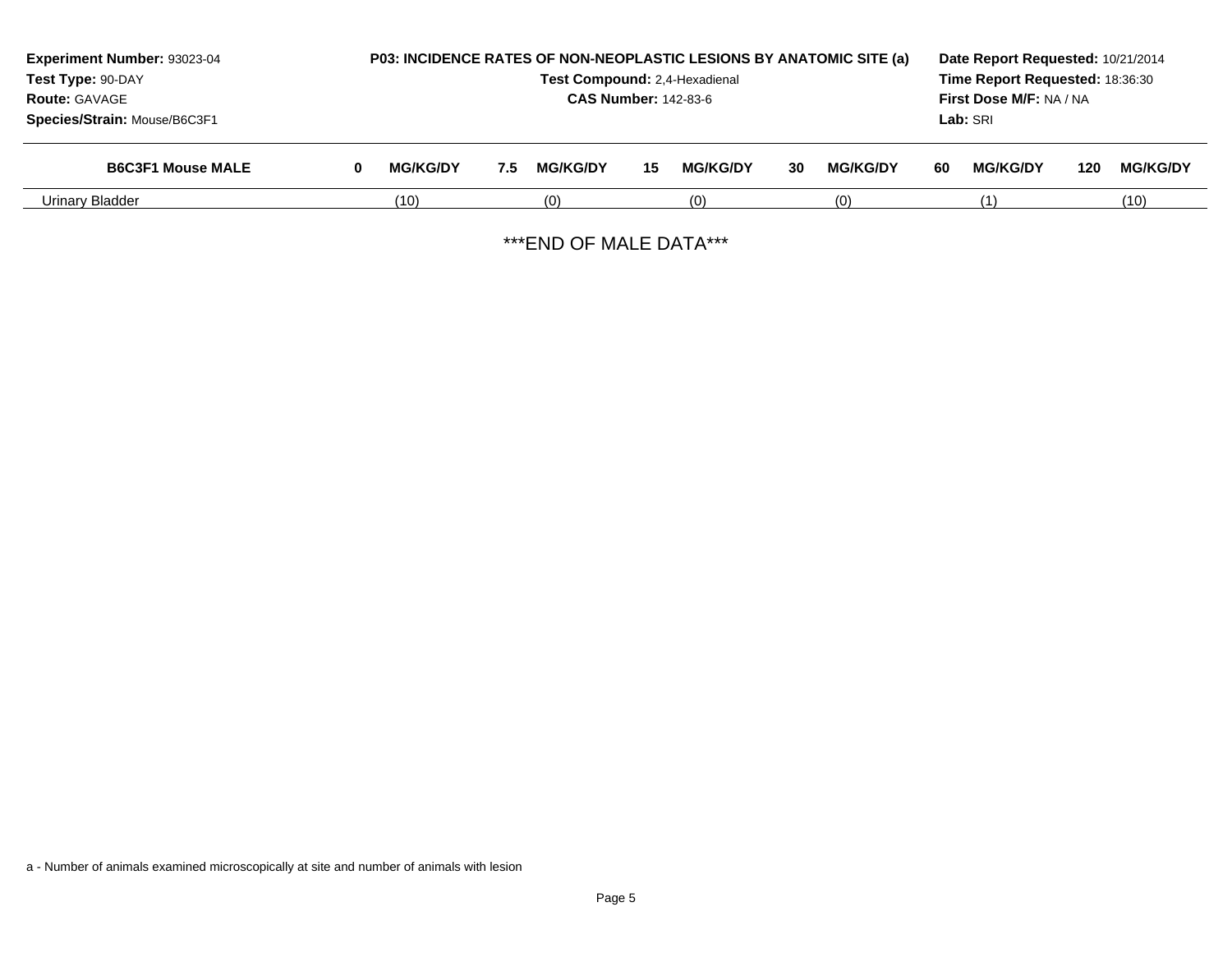**Experiment Number:** 93023-04
**Test Type:** 90-DAY
**Route:** GAVAGE
**Species/Strain:** Mouse/B6C3F1

**P03: INCIDENCE RATES OF NON-NEOPLASTIC LESIONS BY ANATOMIC SITE (a)**
**Test Compound:** 2,4-Hexadienal
**CAS Number:** 142-83-6

**Date Report Requested:** 10/21/2014
**Time Report Requested:** 18:36:30
**First Dose M/F:** NA / NA
**Lab:** SRI

| B6C3F1 Mouse MALE | 0 MG/KG/DY | 7.5 MG/KG/DY | 15 MG/KG/DY | 30 MG/KG/DY | 60 MG/KG/DY | 120 MG/KG/DY |
|---|---|---|---|---|---|---|
| Urinary Bladder | (10) | (0) | (0) | (0) | (1) | (10) |

***END OF MALE DATA***

a - Number of animals examined microscopically at site and number of animals with lesion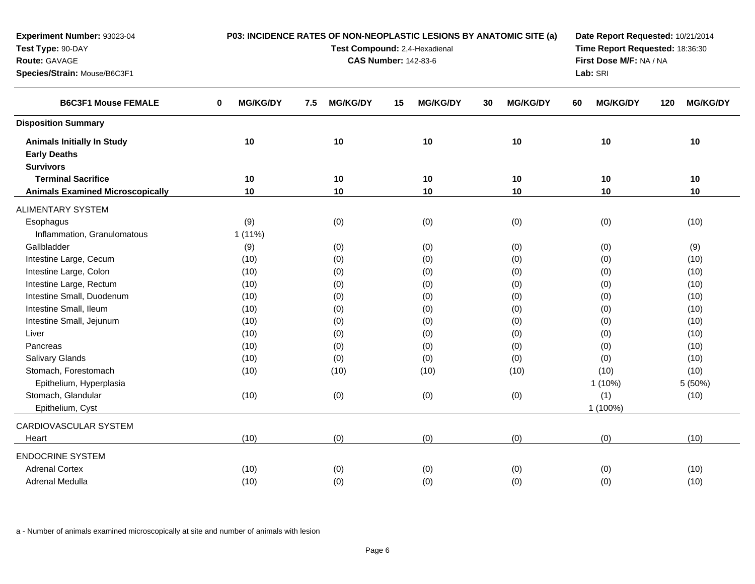**Experiment Number:** 93023-04
**Test Type:** 90-DAY
**Route:** GAVAGE
**Species/Strain:** Mouse/B6C3F1

**P03: INCIDENCE RATES OF NON-NEOPLASTIC LESIONS BY ANATOMIC SITE (a)**
**Test Compound:** 2,4-Hexadienal
**CAS Number:** 142-83-6

**Date Report Requested:** 10/21/2014
**Time Report Requested:** 18:36:30
**First Dose M/F:** NA / NA
**Lab:** SRI

| B6C3F1 Mouse FEMALE | 0 MG/KG/DY | 7.5 MG/KG/DY | 15 MG/KG/DY | 30 MG/KG/DY | 60 MG/KG/DY | 120 MG/KG/DY |
|---|---|---|---|---|---|---|
| **Disposition Summary** | | | | | | |
| **Animals Initially In Study** | 10 | 10 | 10 | 10 | 10 | 10 |
| **Early Deaths** | | | | | | |
| **Survivors** | | | | | | |
| **Terminal Sacrifice** | 10 | 10 | 10 | 10 | 10 | 10 |
| **Animals Examined Microscopically** | 10 | 10 | 10 | 10 | 10 | 10 |
| ALIMENTARY SYSTEM | | | | | | |
| Esophagus | (9) | (0) | (0) | (0) | (0) | (10) |
| Inflammation, Granulomatous | 1 (11%) | | | | | |
| Gallbladder | (9) | (0) | (0) | (0) | (0) | (9) |
| Intestine Large, Cecum | (10) | (0) | (0) | (0) | (0) | (10) |
| Intestine Large, Colon | (10) | (0) | (0) | (0) | (0) | (10) |
| Intestine Large, Rectum | (10) | (0) | (0) | (0) | (0) | (10) |
| Intestine Small, Duodenum | (10) | (0) | (0) | (0) | (0) | (10) |
| Intestine Small, Ileum | (10) | (0) | (0) | (0) | (0) | (10) |
| Intestine Small, Jejunum | (10) | (0) | (0) | (0) | (0) | (10) |
| Liver | (10) | (0) | (0) | (0) | (0) | (10) |
| Pancreas | (10) | (0) | (0) | (0) | (0) | (10) |
| Salivary Glands | (10) | (0) | (0) | (0) | (0) | (10) |
| Stomach, Forestomach | (10) | (10) | (10) | (10) | (10) | (10) |
| Epithelium, Hyperplasia | | | | | 1 (10%) | 5 (50%) |
| Stomach, Glandular | (10) | (0) | (0) | (0) | (1) | (10) |
| Epithelium, Cyst | | | | | 1 (100%) | |
| CARDIOVASCULAR SYSTEM | | | | | | |
| Heart | (10) | (0) | (0) | (0) | (0) | (10) |
| ENDOCRINE SYSTEM | | | | | | |
| Adrenal Cortex | (10) | (0) | (0) | (0) | (0) | (10) |
| Adrenal Medulla | (10) | (0) | (0) | (0) | (0) | (10) |

a - Number of animals examined microscopically at site and number of animals with lesion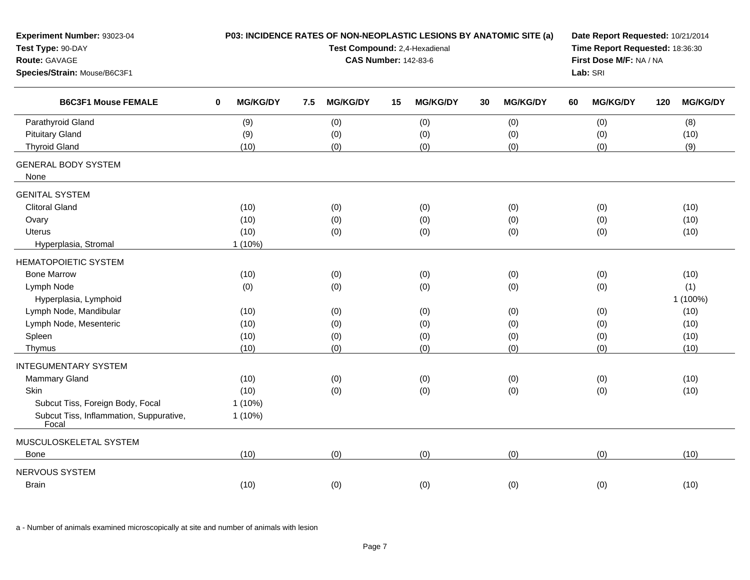**Experiment Number:** 93023-04
**Test Type:** 90-DAY
**Route:** GAVAGE
**Species/Strain:** Mouse/B6C3F1

**P03: INCIDENCE RATES OF NON-NEOPLASTIC LESIONS BY ANATOMIC SITE (a)**
**Test Compound:** 2,4-Hexadienal
**CAS Number:** 142-83-6

**Date Report Requested:** 10/21/2014
**Time Report Requested:** 18:36:30
**First Dose M/F:** NA / NA
**Lab:** SRI

| B6C3F1 Mouse FEMALE | 0 MG/KG/DY | 7.5 MG/KG/DY | 15 MG/KG/DY | 30 MG/KG/DY | 60 MG/KG/DY | 120 MG/KG/DY |
|---|---|---|---|---|---|---|
| Parathyroid Gland | (9) | (0) | (0) | (0) | (0) | (8) |
| Pituitary Gland | (9) | (0) | (0) | (0) | (0) | (10) |
| Thyroid Gland | (10) | (0) | (0) | (0) | (0) | (9) |
| GENERAL BODY SYSTEM | | | | | | |
| None | | | | | | |
| GENITAL SYSTEM | | | | | | |
| Clitoral Gland | (10) | (0) | (0) | (0) | (0) | (10) |
| Ovary | (10) | (0) | (0) | (0) | (0) | (10) |
| Uterus | (10) | (0) | (0) | (0) | (0) | (10) |
| Hyperplasia, Stromal | 1 (10%) | | | | | |
| HEMATOPOIETIC SYSTEM | | | | | | |
| Bone Marrow | (10) | (0) | (0) | (0) | (0) | (10) |
| Lymph Node | (0) | (0) | (0) | (0) | (0) | (1) |
| Hyperplasia, Lymphoid | | | | | | 1 (100%) |
| Lymph Node, Mandibular | (10) | (0) | (0) | (0) | (0) | (10) |
| Lymph Node, Mesenteric | (10) | (0) | (0) | (0) | (0) | (10) |
| Spleen | (10) | (0) | (0) | (0) | (0) | (10) |
| Thymus | (10) | (0) | (0) | (0) | (0) | (10) |
| INTEGUMENTARY SYSTEM | | | | | | |
| Mammary Gland | (10) | (0) | (0) | (0) | (0) | (10) |
| Skin | (10) | (0) | (0) | (0) | (0) | (10) |
| Subcut Tiss, Foreign Body, Focal | 1 (10%) | | | | | |
| Subcut Tiss, Inflammation, Suppurative, Focal | 1 (10%) | | | | | |
| MUSCULOSKELETAL SYSTEM | | | | | | |
| Bone | (10) | (0) | (0) | (0) | (0) | (10) |
| NERVOUS SYSTEM | | | | | | |
| Brain | (10) | (0) | (0) | (0) | (0) | (10) |

a - Number of animals examined microscopically at site and number of animals with lesion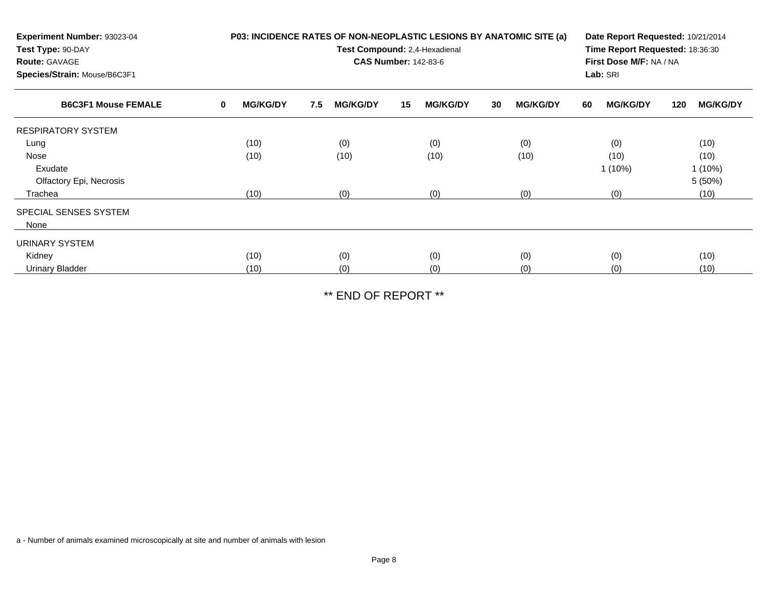**Experiment Number:** 93023-04
**Test Type:** 90-DAY
**Route:** GAVAGE
**Species/Strain:** Mouse/B6C3F1

**P03: INCIDENCE RATES OF NON-NEOPLASTIC LESIONS BY ANATOMIC SITE (a)**
**Test Compound:** 2,4-Hexadienal
**CAS Number:** 142-83-6

**Date Report Requested:** 10/21/2014
**Time Report Requested:** 18:36:30
**First Dose M/F:** NA / NA
**Lab:** SRI

| B6C3F1 Mouse FEMALE | 0 MG/KG/DY | 7.5 MG/KG/DY | 15 MG/KG/DY | 30 MG/KG/DY | 60 MG/KG/DY | 120 MG/KG/DY |
|---|---|---|---|---|---|---|
| RESPIRATORY SYSTEM | | | | | | |
| Lung | (10) | (0) | (0) | (0) | (0) | (10) |
| Nose | (10) | (10) | (10) | (10) | (10) | (10) |
| Exudate | | | | | 1 (10%) | 1 (10%) |
| Olfactory Epi, Necrosis | | | | | | 5 (50%) |
| Trachea | (10) | (0) | (0) | (0) | (0) | (10) |
| SPECIAL SENSES SYSTEM | | | | | | |
| None | | | | | | |
| URINARY SYSTEM | | | | | | |
| Kidney | (10) | (0) | (0) | (0) | (0) | (10) |
| Urinary Bladder | (10) | (0) | (0) | (0) | (0) | (10) |

** END OF REPORT **

a - Number of animals examined microscopically at site and number of animals with lesion